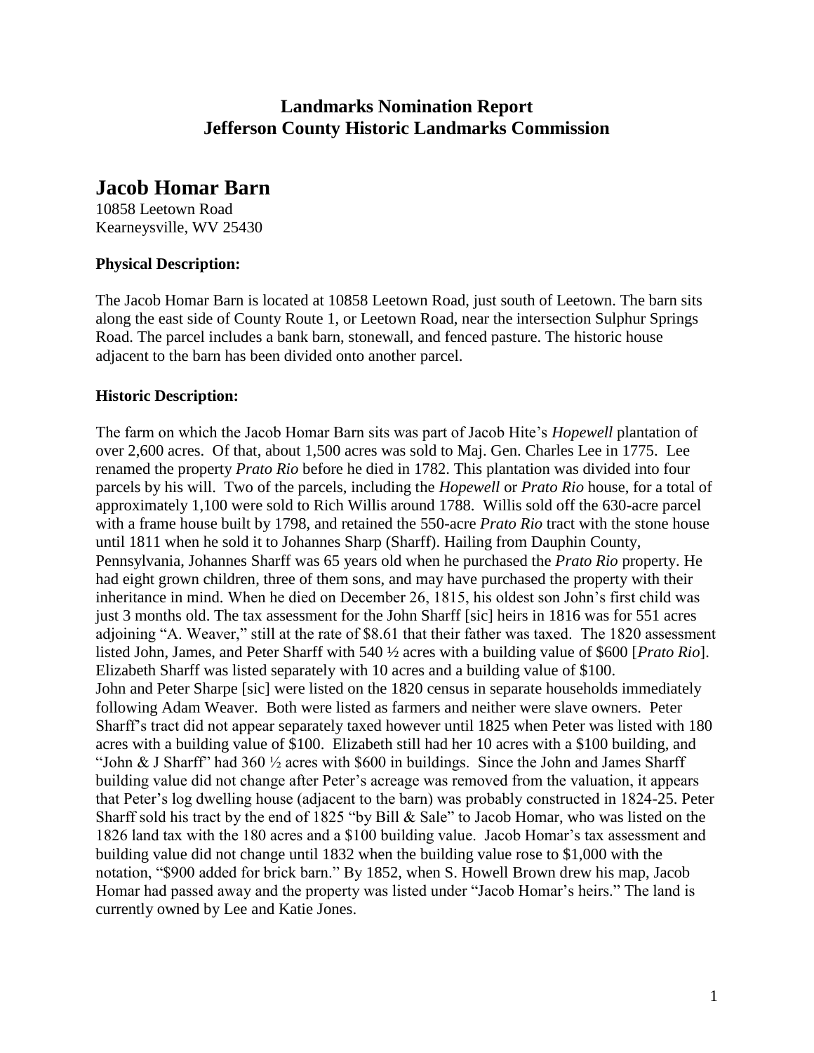# Landmarks Nomination Report
# Jefferson County Historic Landmarks Commission

## Jacob Homar Barn

10858 Leetown Road
Kearneysville, WV 25430

### Physical Description:

The Jacob Homar Barn is located at 10858 Leetown Road, just south of Leetown. The barn sits along the east side of County Route 1, or Leetown Road, near the intersection Sulphur Springs Road. The parcel includes a bank barn, stonewall, and fenced pasture. The historic house adjacent to the barn has been divided onto another parcel.

### Historic Description:

The farm on which the Jacob Homar Barn sits was part of Jacob Hite's *Hopewell* plantation of over 2,600 acres. Of that, about 1,500 acres was sold to Maj. Gen. Charles Lee in 1775. Lee renamed the property *Prato Rio* before he died in 1782. This plantation was divided into four parcels by his will. Two of the parcels, including the *Hopewell* or *Prato Rio* house, for a total of approximately 1,100 were sold to Rich Willis around 1788. Willis sold off the 630-acre parcel with a frame house built by 1798, and retained the 550-acre *Prato Rio* tract with the stone house until 1811 when he sold it to Johannes Sharp (Sharff). Hailing from Dauphin County, Pennsylvania, Johannes Sharff was 65 years old when he purchased the *Prato Rio* property. He had eight grown children, three of them sons, and may have purchased the property with their inheritance in mind. When he died on December 26, 1815, his oldest son John's first child was just 3 months old. The tax assessment for the John Sharff [sic] heirs in 1816 was for 551 acres adjoining "A. Weaver," still at the rate of $8.61 that their father was taxed. The 1820 assessment listed John, James, and Peter Sharff with 540 ½ acres with a building value of $600 [*Prato Rio*]. Elizabeth Sharff was listed separately with 10 acres and a building value of $100.
John and Peter Sharpe [sic] were listed on the 1820 census in separate households immediately following Adam Weaver. Both were listed as farmers and neither were slave owners. Peter Sharff's tract did not appear separately taxed however until 1825 when Peter was listed with 180 acres with a building value of $100. Elizabeth still had her 10 acres with a $100 building, and "John & J Sharff" had 360 ½ acres with $600 in buildings. Since the John and James Sharff building value did not change after Peter's acreage was removed from the valuation, it appears that Peter's log dwelling house (adjacent to the barn) was probably constructed in 1824-25. Peter Sharff sold his tract by the end of 1825 "by Bill & Sale" to Jacob Homar, who was listed on the 1826 land tax with the 180 acres and a $100 building value. Jacob Homar's tax assessment and building value did not change until 1832 when the building value rose to $1,000 with the notation, "$900 added for brick barn." By 1852, when S. Howell Brown drew his map, Jacob Homar had passed away and the property was listed under "Jacob Homar's heirs." The land is currently owned by Lee and Katie Jones.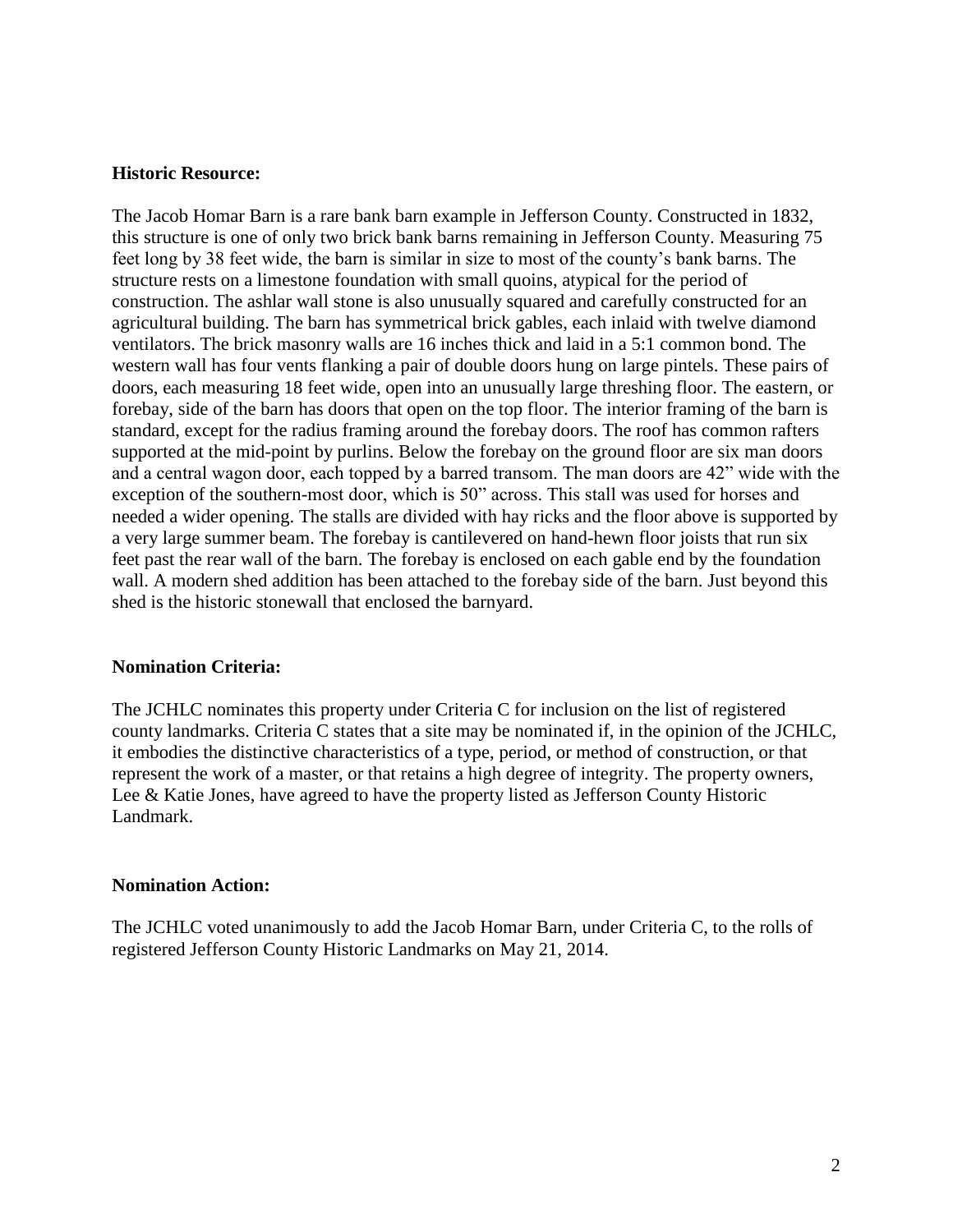**Historic Resource:**

The Jacob Homar Barn is a rare bank barn example in Jefferson County. Constructed in 1832, this structure is one of only two brick bank barns remaining in Jefferson County. Measuring 75 feet long by 38 feet wide, the barn is similar in size to most of the county's bank barns. The structure rests on a limestone foundation with small quoins, atypical for the period of construction. The ashlar wall stone is also unusually squared and carefully constructed for an agricultural building. The barn has symmetrical brick gables, each inlaid with twelve diamond ventilators. The brick masonry walls are 16 inches thick and laid in a 5:1 common bond. The western wall has four vents flanking a pair of double doors hung on large pintels. These pairs of doors, each measuring 18 feet wide, open into an unusually large threshing floor. The eastern, or forebay, side of the barn has doors that open on the top floor. The interior framing of the barn is standard, except for the radius framing around the forebay doors. The roof has common rafters supported at the mid-point by purlins. Below the forebay on the ground floor are six man doors and a central wagon door, each topped by a barred transom. The man doors are 42" wide with the exception of the southern-most door, which is 50" across. This stall was used for horses and needed a wider opening. The stalls are divided with hay ricks and the floor above is supported by a very large summer beam. The forebay is cantilevered on hand-hewn floor joists that run six feet past the rear wall of the barn. The forebay is enclosed on each gable end by the foundation wall. A modern shed addition has been attached to the forebay side of the barn. Just beyond this shed is the historic stonewall that enclosed the barnyard.

**Nomination Criteria:**

The JCHLC nominates this property under Criteria C for inclusion on the list of registered county landmarks. Criteria C states that a site may be nominated if, in the opinion of the JCHLC, it embodies the distinctive characteristics of a type, period, or method of construction, or that represent the work of a master, or that retains a high degree of integrity. The property owners, Lee & Katie Jones, have agreed to have the property listed as Jefferson County Historic Landmark.

**Nomination Action:**

The JCHLC voted unanimously to add the Jacob Homar Barn, under Criteria C, to the rolls of registered Jefferson County Historic Landmarks on May 21, 2014.